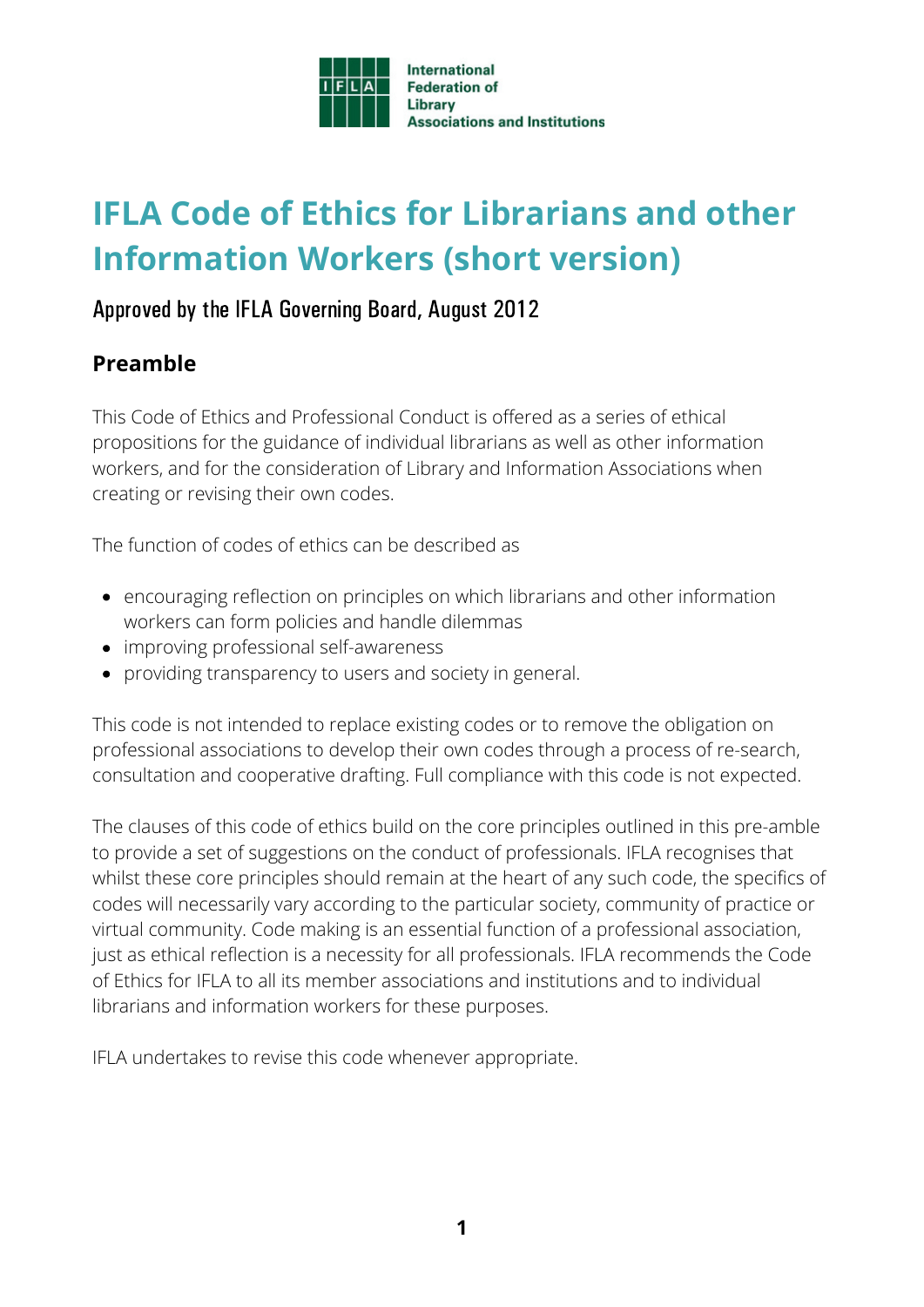International Federation of Library Associations and Institutions

# IFLA Code of Ethics for Librarians and other Information Workers (short version)

Approved by the IFLA Governing Board, August 2012

## Preamble

This Code of Ethics and Professional Conduct is offered as a series of ethical propositions for the guidance of individual librarians as well as other information workers, and for the consideration of Library and Information Associations when creating or revising their own codes.

The function of codes of ethics can be described as

- encouraging reflection on principles on which librarians and other information workers can form policies and handle dilemmas
- improving professional self-awareness
- providing transparency to users and society in general.

This code is not intended to replace existing codes or to remove the obligation on professional associations to develop their own codes through a process of re-search, consultation and cooperative drafting. Full compliance with this code is not expected.

The clauses of this code of ethics build on the core principles outlined in this pre-amble to provide a set of suggestions on the conduct of professionals. IFLA recognises that whilst these core principles should remain at the heart of any such code, the specifics of codes will necessarily vary according to the particular society, community of practice or virtual community. Code making is an essential function of a professional association, just as ethical reflection is a necessity for all professionals. IFLA recommends the Code of Ethics for IFLA to all its member associations and institutions and to individual librarians and information workers for these purposes.

IFLA undertakes to revise this code whenever appropriate.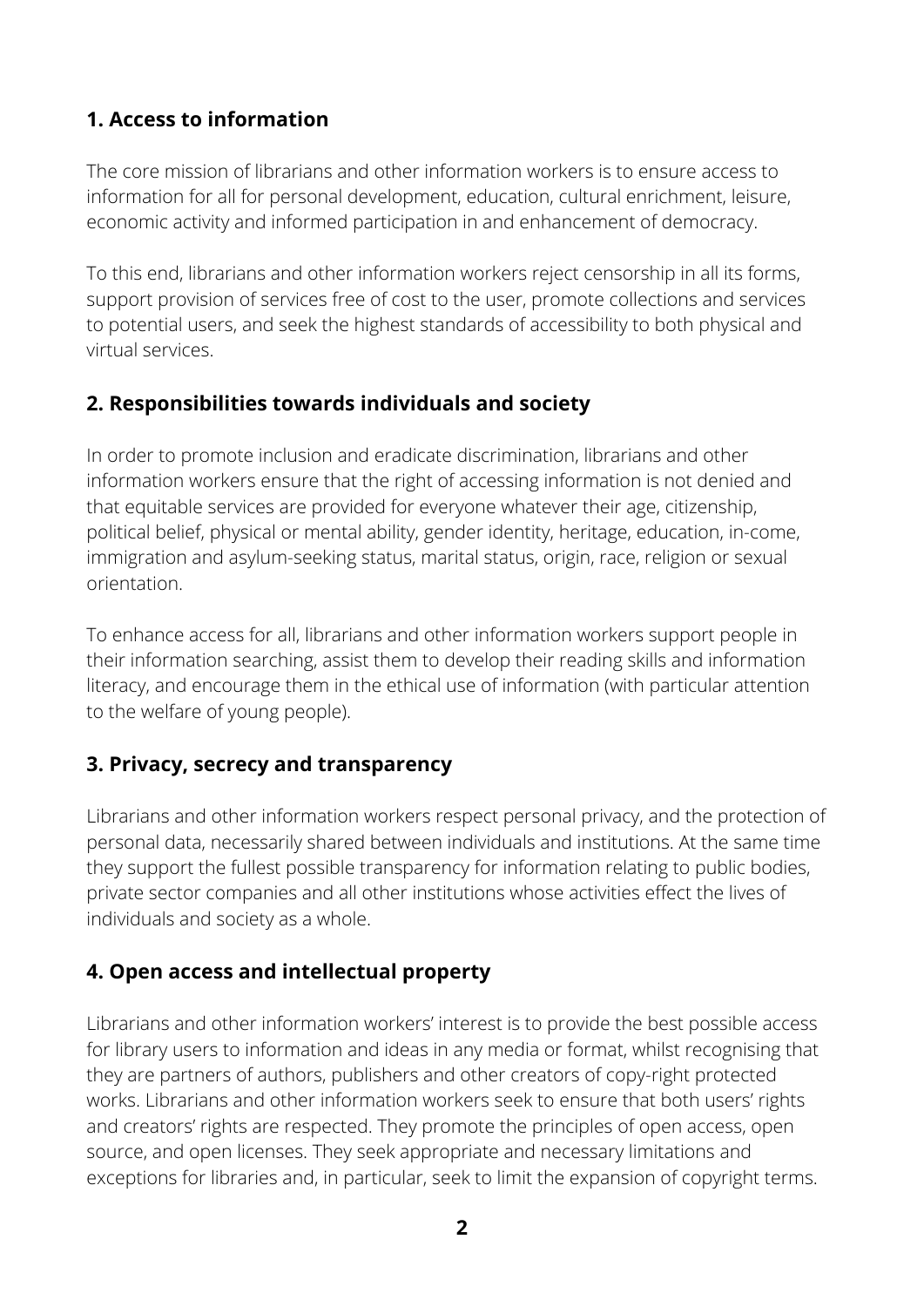### 1. Access to information

The core mission of librarians and other information workers is to ensure access to information for all for personal development, education, cultural enrichment, leisure, economic activity and informed participation in and enhancement of democracy.

To this end, librarians and other information workers reject censorship in all its forms, support provision of services free of cost to the user, promote collections and services to potential users, and seek the highest standards of accessibility to both physical and virtual services.

### 2. Responsibilities towards individuals and society

In order to promote inclusion and eradicate discrimination, librarians and other information workers ensure that the right of accessing information is not denied and that equitable services are provided for everyone whatever their age, citizenship, political belief, physical or mental ability, gender identity, heritage, education, in-come, immigration and asylum-seeking status, marital status, origin, race, religion or sexual orientation.

To enhance access for all, librarians and other information workers support people in their information searching, assist them to develop their reading skills and information literacy, and encourage them in the ethical use of information (with particular attention to the welfare of young people).

### 3. Privacy, secrecy and transparency

Librarians and other information workers respect personal privacy, and the protection of personal data, necessarily shared between individuals and institutions. At the same time they support the fullest possible transparency for information relating to public bodies, private sector companies and all other institutions whose activities effect the lives of individuals and society as a whole.

### 4. Open access and intellectual property

Librarians and other information workers' interest is to provide the best possible access for library users to information and ideas in any media or format, whilst recognising that they are partners of authors, publishers and other creators of copy-right protected works. Librarians and other information workers seek to ensure that both users' rights and creators' rights are respected. They promote the principles of open access, open source, and open licenses. They seek appropriate and necessary limitations and exceptions for libraries and, in particular, seek to limit the expansion of copyright terms.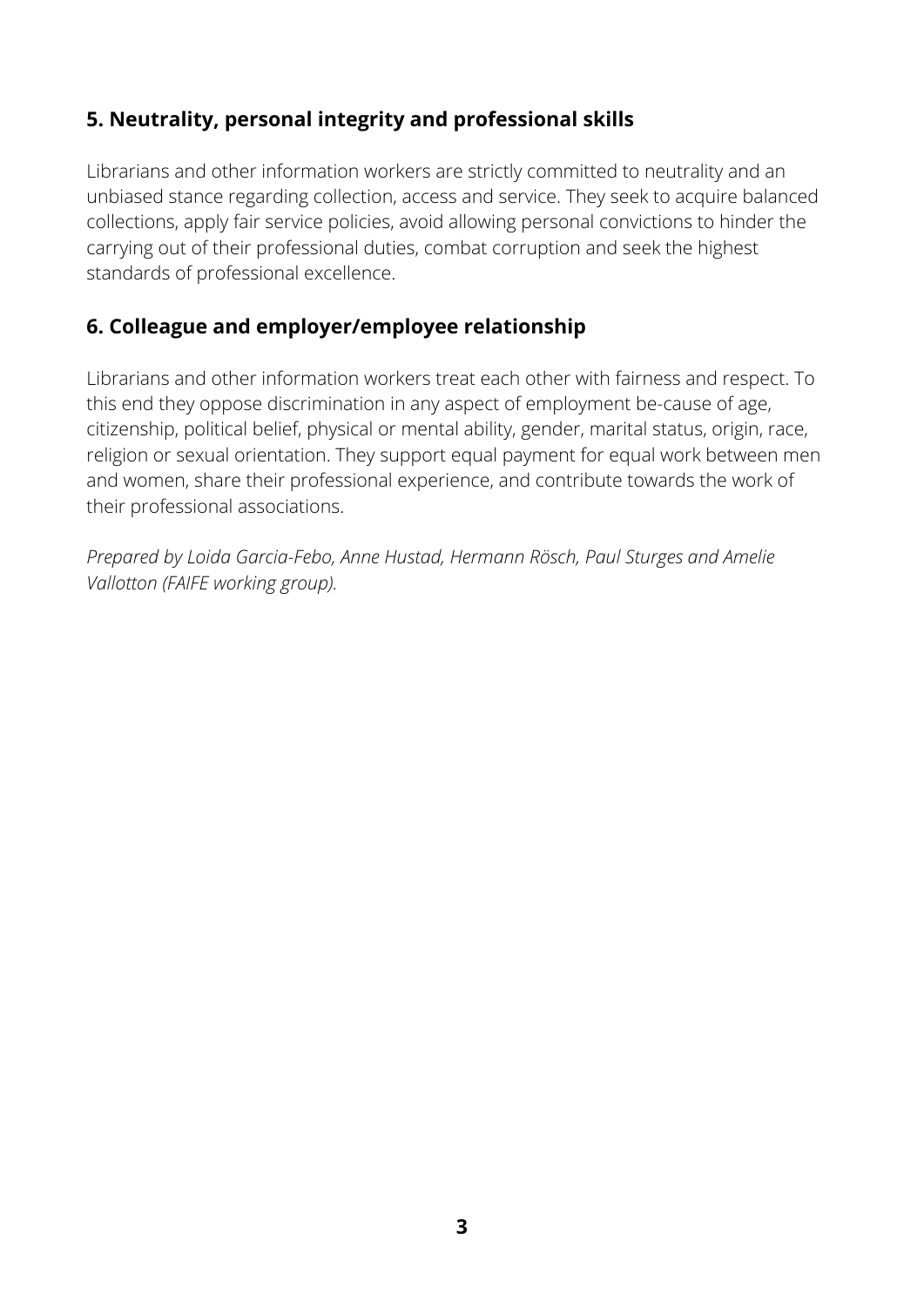## 5. Neutrality, personal integrity and professional skills

Librarians and other information workers are strictly committed to neutrality and an unbiased stance regarding collection, access and service. They seek to acquire balanced collections, apply fair service policies, avoid allowing personal convictions to hinder the carrying out of their professional duties, combat corruption and seek the highest standards of professional excellence.

## 6. Colleague and employer/employee relationship

Librarians and other information workers treat each other with fairness and respect. To this end they oppose discrimination in any aspect of employment be-cause of age, citizenship, political belief, physical or mental ability, gender, marital status, origin, race, religion or sexual orientation. They support equal payment for equal work between men and women, share their professional experience, and contribute towards the work of their professional associations.

*Prepared by Loida Garcia-Febo, Anne Hustad, Hermann Rösch, Paul Sturges and Amelie Vallotton (FAIFE working group).*